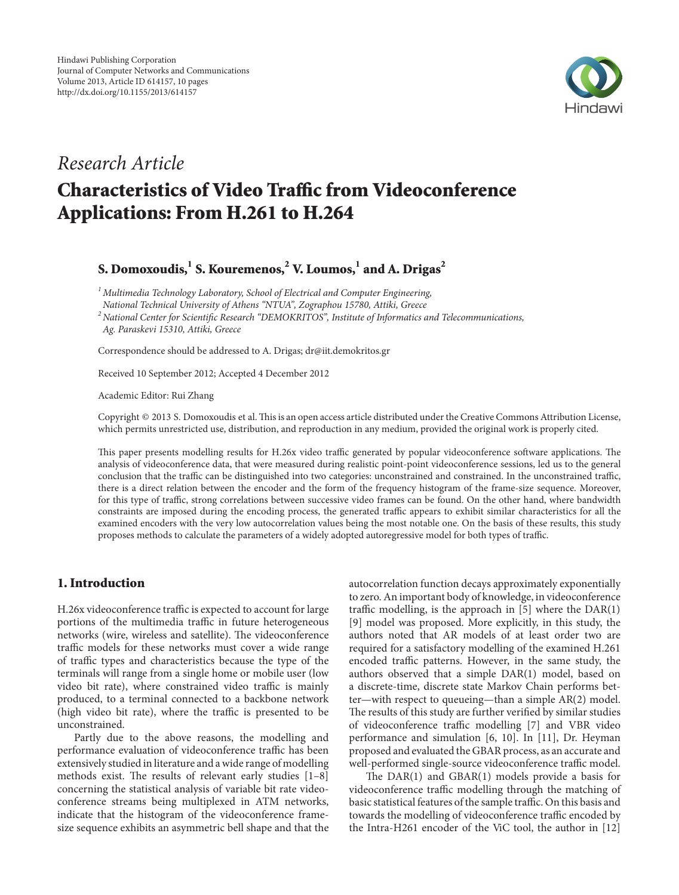Hindawi Publishing Corporation
Journal of Computer Networks and Communications
Volume 2013, Article ID 614157, 10 pages
http://dx.doi.org/10.1155/2013/614157

*Research Article*

# Characteristics of Video Traffic from Videoconference Applications: From H.261 to H.264

**S. Domoxoudis,[1] S. Kouremenos,[2] V. Loumos,[1] and A. Drigas[2]**

[1] *Multimedia Technology Laboratory, School of Electrical and Computer Engineering, National Technical University of Athens "NTUA", Zographou 15780, Attiki, Greece*
[2] *National Center for Scientific Research "DEMOKRITOS", Institute of Informatics and Telecommunications, Ag. Paraskevi 15310, Attiki, Greece*

Correspondence should be addressed to A. Drigas; dr@iit.demokritos.gr

Received 10 September 2012; Accepted 4 December 2012

Academic Editor: Rui Zhang

Copyright © 2013 S. Domoxoudis et al. This is an open access article distributed under the Creative Commons Attribution License, which permits unrestricted use, distribution, and reproduction in any medium, provided the original work is properly cited.

This paper presents modelling results for H.26x video traffic generated by popular videoconference software applications. The analysis of videoconference data, that were measured during realistic point-point videoconference sessions, led us to the general conclusion that the traffic can be distinguished into two categories: unconstrained and constrained. In the unconstrained traffic, there is a direct relation between the encoder and the form of the frequency histogram of the frame-size sequence. Moreover, for this type of traffic, strong correlations between successive video frames can be found. On the other hand, where bandwidth constraints are imposed during the encoding process, the generated traffic appears to exhibit similar characteristics for all the examined encoders with the very low autocorrelation values being the most notable one. On the basis of these results, this study proposes methods to calculate the parameters of a widely adopted autoregressive model for both types of traffic.

## 1. Introduction

H.26x videoconference traffic is expected to account for large portions of the multimedia traffic in future heterogeneous networks (wire, wireless and satellite). The videoconference traffic models for these networks must cover a wide range of traffic types and characteristics because the type of the terminals will range from a single home or mobile user (low video bit rate), where constrained video traffic is mainly produced, to a terminal connected to a backbone network (high video bit rate), where the traffic is presented to be unconstrained.

Partly due to the above reasons, the modelling and performance evaluation of videoconference traffic has been extensively studied in literature and a wide range of modelling methods exist. The results of relevant early studies [1–8] concerning the statistical analysis of variable bit rate videoconference streams being multiplexed in ATM networks, indicate that the histogram of the videoconference frame-size sequence exhibits an asymmetric bell shape and that the autocorrelation function decays approximately exponentially to zero. An important body of knowledge, in videoconference traffic modelling, is the approach in [5] where the DAR(1) [9] model was proposed. More explicitly, in this study, the authors noted that AR models of at least order two are required for a satisfactory modelling of the examined H.261 encoded traffic patterns. However, in the same study, the authors observed that a simple DAR(1) model, based on a discrete-time, discrete state Markov Chain performs better—with respect to queueing—than a simple AR(2) model. The results of this study are further verified by similar studies of videoconference traffic modelling [7] and VBR video performance and simulation [6, 10]. In [11], Dr. Heyman proposed and evaluated the GBAR process, as an accurate and well-performed single-source videoconference traffic model.

The DAR(1) and GBAR(1) models provide a basis for videoconference traffic modelling through the matching of basic statistical features of the sample traffic. On this basis and towards the modelling of videoconference traffic encoded by the Intra-H261 encoder of the ViC tool, the author in [12]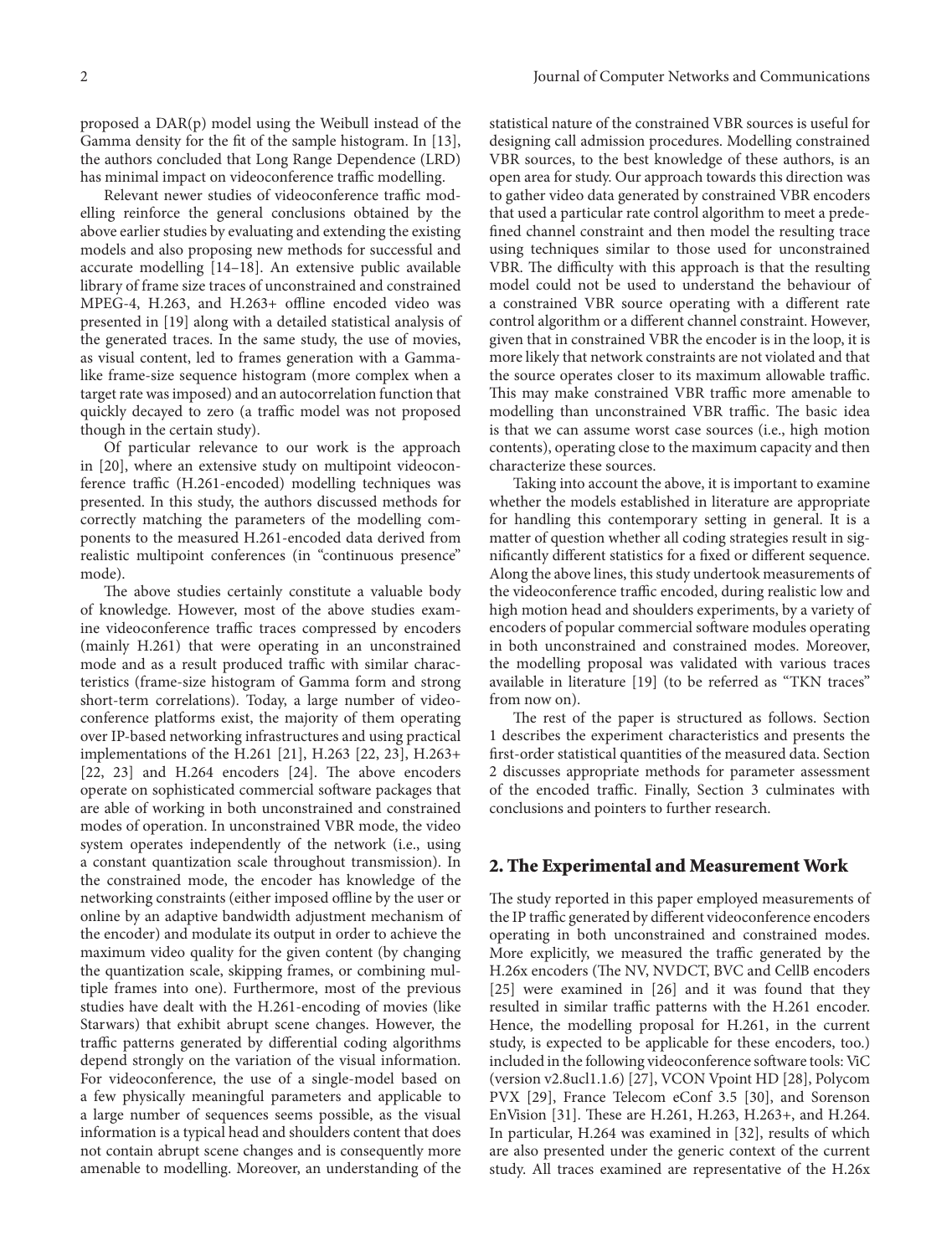proposed a DAR(p) model using the Weibull instead of the Gamma density for the fit of the sample histogram. In [13], the authors concluded that Long Range Dependence (LRD) has minimal impact on videoconference traffic modelling.

Relevant newer studies of videoconference traffic modelling reinforce the general conclusions obtained by the above earlier studies by evaluating and extending the existing models and also proposing new methods for successful and accurate modelling [14–18]. An extensive public available library of frame size traces of unconstrained and constrained MPEG-4, H.263, and H.263+ offline encoded video was presented in [19] along with a detailed statistical analysis of the generated traces. In the same study, the use of movies, as visual content, led to frames generation with a Gamma-like frame-size sequence histogram (more complex when a target rate was imposed) and an autocorrelation function that quickly decayed to zero (a traffic model was not proposed though in the certain study).

Of particular relevance to our work is the approach in [20], where an extensive study on multipoint videoconference traffic (H.261-encoded) modelling techniques was presented. In this study, the authors discussed methods for correctly matching the parameters of the modelling components to the measured H.261-encoded data derived from realistic multipoint conferences (in "continuous presence" mode).

The above studies certainly constitute a valuable body of knowledge. However, most of the above studies examine videoconference traffic traces compressed by encoders (mainly H.261) that were operating in an unconstrained mode and as a result produced traffic with similar characteristics (frame-size histogram of Gamma form and strong short-term correlations). Today, a large number of videoconference platforms exist, the majority of them operating over IP-based networking infrastructures and using practical implementations of the H.261 [21], H.263 [22, 23], H.263+ [22, 23] and H.264 encoders [24]. The above encoders operate on sophisticated commercial software packages that are able of working in both unconstrained and constrained modes of operation. In unconstrained VBR mode, the video system operates independently of the network (i.e., using a constant quantization scale throughout transmission). In the constrained mode, the encoder has knowledge of the networking constraints (either imposed offline by the user or online by an adaptive bandwidth adjustment mechanism of the encoder) and modulate its output in order to achieve the maximum video quality for the given content (by changing the quantization scale, skipping frames, or combining multiple frames into one). Furthermore, most of the previous studies have dealt with the H.261-encoding of movies (like Starwars) that exhibit abrupt scene changes. However, the traffic patterns generated by differential coding algorithms depend strongly on the variation of the visual information. For videoconference, the use of a single-model based on a few physically meaningful parameters and applicable to a large number of sequences seems possible, as the visual information is a typical head and shoulders content that does not contain abrupt scene changes and is consequently more amenable to modelling. Moreover, an understanding of the statistical nature of the constrained VBR sources is useful for designing call admission procedures. Modelling constrained VBR sources, to the best knowledge of these authors, is an open area for study. Our approach towards this direction was to gather video data generated by constrained VBR encoders that used a particular rate control algorithm to meet a predefined channel constraint and then model the resulting trace using techniques similar to those used for unconstrained VBR. The difficulty with this approach is that the resulting model could not be used to understand the behaviour of a constrained VBR source operating with a different rate control algorithm or a different channel constraint. However, given that in constrained VBR the encoder is in the loop, it is more likely that network constraints are not violated and that the source operates closer to its maximum allowable traffic. This may make constrained VBR traffic more amenable to modelling than unconstrained VBR traffic. The basic idea is that we can assume worst case sources (i.e., high motion contents), operating close to the maximum capacity and then characterize these sources.

Taking into account the above, it is important to examine whether the models established in literature are appropriate for handling this contemporary setting in general. It is a matter of question whether all coding strategies result in significantly different statistics for a fixed or different sequence. Along the above lines, this study undertook measurements of the videoconference traffic encoded, during realistic low and high motion head and shoulders experiments, by a variety of encoders of popular commercial software modules operating in both unconstrained and constrained modes. Moreover, the modelling proposal was validated with various traces available in literature [19] (to be referred as "TKN traces" from now on).

The rest of the paper is structured as follows. Section 1 describes the experiment characteristics and presents the first-order statistical quantities of the measured data. Section 2 discusses appropriate methods for parameter assessment of the encoded traffic. Finally, Section 3 culminates with conclusions and pointers to further research.

## 2. The Experimental and Measurement Work

The study reported in this paper employed measurements of the IP traffic generated by different videoconference encoders operating in both unconstrained and constrained modes. More explicitly, we measured the traffic generated by the H.26x encoders (The NV, NVDCT, BVC and CellB encoders [25] were examined in [26] and it was found that they resulted in similar traffic patterns with the H.261 encoder. Hence, the modelling proposal for H.261, in the current study, is expected to be applicable for these encoders, too.) included in the following videoconference software tools: ViC (version v2.8ucl1.1.6) [27], VCON Vpoint HD [28], Polycom PVX [29], France Telecom eConf 3.5 [30], and Sorenson EnVision [31]. These are H.261, H.263, H.263+, and H.264. In particular, H.264 was examined in [32], results of which are also presented under the generic context of the current study. All traces examined are representative of the H.26x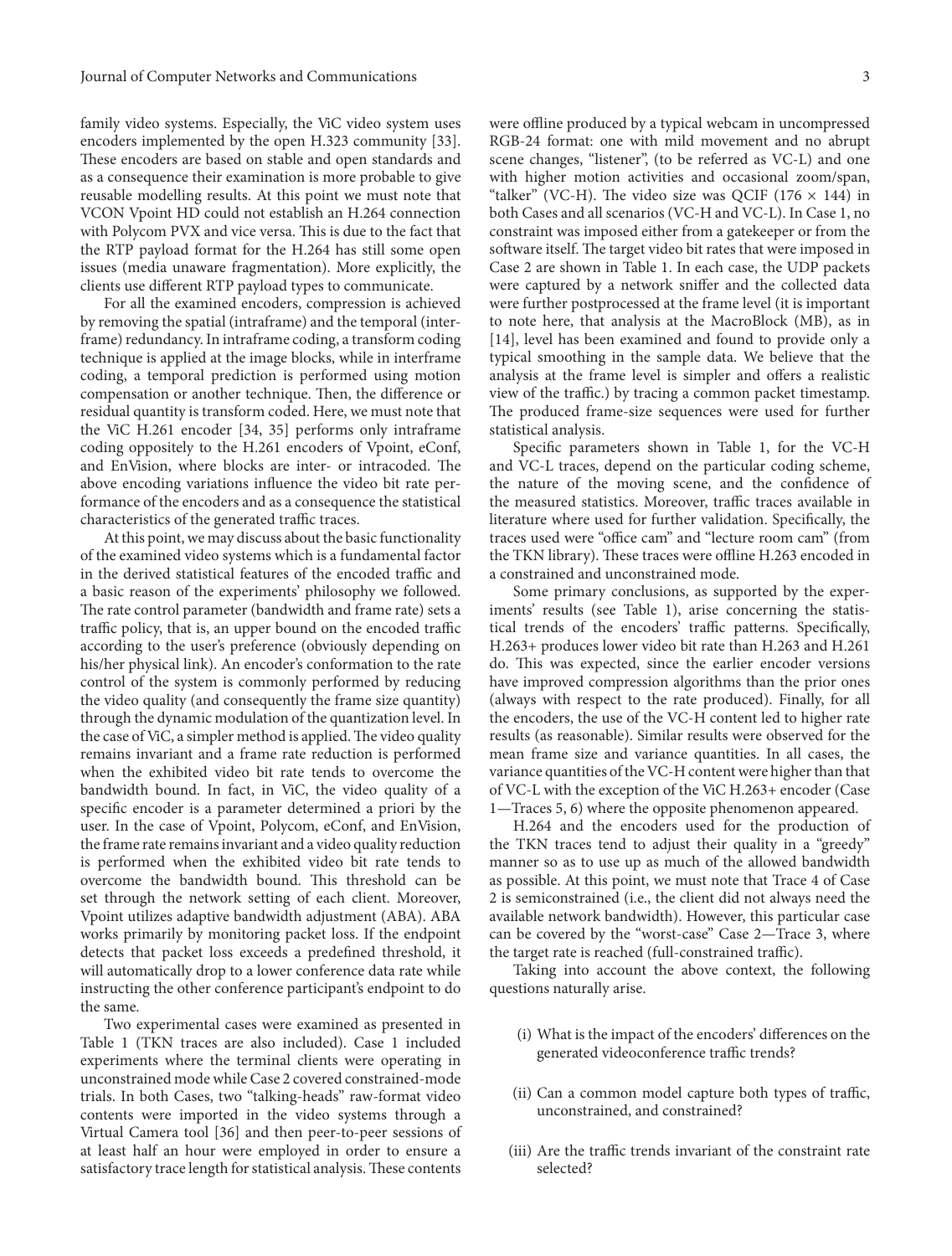family video systems. Especially, the ViC video system uses encoders implemented by the open H.323 community [33]. These encoders are based on stable and open standards and as a consequence their examination is more probable to give reusable modelling results. At this point we must note that VCON Vpoint HD could not establish an H.264 connection with Polycom PVX and vice versa. This is due to the fact that the RTP payload format for the H.264 has still some open issues (media unaware fragmentation). More explicitly, the clients use different RTP payload types to communicate.

For all the examined encoders, compression is achieved by removing the spatial (intraframe) and the temporal (interframe) redundancy. In intraframe coding, a transform coding technique is applied at the image blocks, while in interframe coding, a temporal prediction is performed using motion compensation or another technique. Then, the difference or residual quantity is transform coded. Here, we must note that the ViC H.261 encoder [34, 35] performs only intraframe coding oppositely to the H.261 encoders of Vpoint, eConf, and EnVision, where blocks are inter- or intracoded. The above encoding variations influence the video bit rate performance of the encoders and as a consequence the statistical characteristics of the generated traffic traces.

At this point, we may discuss about the basic functionality of the examined video systems which is a fundamental factor in the derived statistical features of the encoded traffic and a basic reason of the experiments' philosophy we followed. The rate control parameter (bandwidth and frame rate) sets a traffic policy, that is, an upper bound on the encoded traffic according to the user's preference (obviously depending on his/her physical link). An encoder's conformation to the rate control of the system is commonly performed by reducing the video quality (and consequently the frame size quantity) through the dynamic modulation of the quantization level. In the case of ViC, a simpler method is applied. The video quality remains invariant and a frame rate reduction is performed when the exhibited video bit rate tends to overcome the bandwidth bound. In fact, in ViC, the video quality of a specific encoder is a parameter determined a priori by the user. In the case of Vpoint, Polycom, eConf, and EnVision, the frame rate remains invariant and a video quality reduction is performed when the exhibited video bit rate tends to overcome the bandwidth bound. This threshold can be set through the network setting of each client. Moreover, Vpoint utilizes adaptive bandwidth adjustment (ABA). ABA works primarily by monitoring packet loss. If the endpoint detects that packet loss exceeds a predefined threshold, it will automatically drop to a lower conference data rate while instructing the other conference participant's endpoint to do the same.

Two experimental cases were examined as presented in Table 1 (TKN traces are also included). Case 1 included experiments where the terminal clients were operating in unconstrained mode while Case 2 covered constrained-mode trials. In both Cases, two "talking-heads" raw-format video contents were imported in the video systems through a Virtual Camera tool [36] and then peer-to-peer sessions of at least half an hour were employed in order to ensure a satisfactory trace length for statistical analysis. These contents were offline produced by a typical webcam in uncompressed RGB-24 format: one with mild movement and no abrupt scene changes, "listener", (to be referred as VC-L) and one with higher motion activities and occasional zoom/span, "talker" (VC-H). The video size was QCIF ($176 \times 144$) in both Cases and all scenarios (VC-H and VC-L). In Case 1, no constraint was imposed either from a gatekeeper or from the software itself. The target video bit rates that were imposed in Case 2 are shown in Table 1. In each case, the UDP packets were captured by a network sniffer and the collected data were further postprocessed at the frame level (it is important to note here, that analysis at the MacroBlock (MB), as in [14], level has been examined and found to provide only a typical smoothing in the sample data. We believe that the analysis at the frame level is simpler and offers a realistic view of the traffic.) by tracing a common packet timestamp. The produced frame-size sequences were used for further statistical analysis.

Specific parameters shown in Table 1, for the VC-H and VC-L traces, depend on the particular coding scheme, the nature of the moving scene, and the confidence of the measured statistics. Moreover, traffic traces available in literature where used for further validation. Specifically, the traces used were "office cam" and "lecture room cam" (from the TKN library). These traces were offline H.263 encoded in a constrained and unconstrained mode.

Some primary conclusions, as supported by the experiments' results (see Table 1), arise concerning the statistical trends of the encoders' traffic patterns. Specifically, H.263+ produces lower video bit rate than H.263 and H.261 do. This was expected, since the earlier encoder versions have improved compression algorithms than the prior ones (always with respect to the rate produced). Finally, for all the encoders, the use of the VC-H content led to higher rate results (as reasonable). Similar results were observed for the mean frame size and variance quantities. In all cases, the variance quantities of the VC-H content were higher than that of VC-L with the exception of the ViC H.263+ encoder (Case 1—Traces 5, 6) where the opposite phenomenon appeared.

H.264 and the encoders used for the production of the TKN traces tend to adjust their quality in a "greedy" manner so as to use up as much of the allowed bandwidth as possible. At this point, we must note that Trace 4 of Case 2 is semiconstrained (i.e., the client did not always need the available network bandwidth). However, this particular case can be covered by the "worst-case" Case 2—Trace 3, where the target rate is reached (full-constrained traffic).

Taking into account the above context, the following questions naturally arise.

(i) What is the impact of the encoders' differences on the generated videoconference traffic trends?

(ii) Can a common model capture both types of traffic, unconstrained, and constrained?

(iii) Are the traffic trends invariant of the constraint rate selected?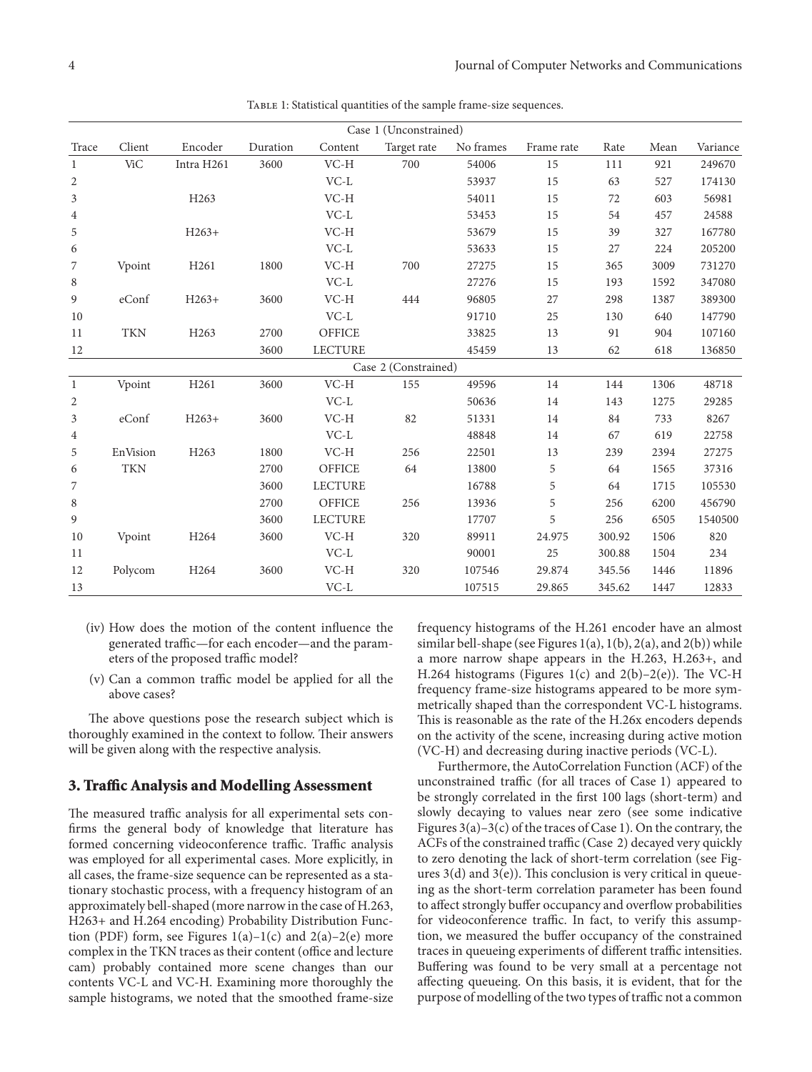Table 1: Statistical quantities of the sample frame-size sequences.

| Trace | Client | Encoder | Duration | Content | Target rate | No frames | Frame rate | Rate | Mean | Variance |
|---|---|---|---|---|---|---|---|---|---|---|
| Case 1 (Unconstrained) | | | | | | | | | | |
| 1 | ViC | Intra H261 | 3600 | VC-H | 700 | 54006 | 15 | 111 | 921 | 249670 |
| 2 | | | | VC-L | | 53937 | 15 | 63 | 527 | 174130 |
| 3 | | H263 | | VC-H | | 54011 | 15 | 72 | 603 | 56981 |
| 4 | | | | VC-L | | 53453 | 15 | 54 | 457 | 24588 |
| 5 | | H263+ | | VC-H | | 53679 | 15 | 39 | 327 | 167780 |
| 6 | | | | VC-L | | 53633 | 15 | 27 | 224 | 205200 |
| 7 | Vpoint | H261 | 1800 | VC-H | 700 | 27275 | 15 | 365 | 3009 | 731270 |
| 8 | | | | VC-L | | 27276 | 15 | 193 | 1592 | 347080 |
| 9 | eConf | H263+ | 3600 | VC-H | 444 | 96805 | 27 | 298 | 1387 | 389300 |
| 10 | | | | VC-L | | 91710 | 25 | 130 | 640 | 147790 |
| 11 | TKN | H263 | 2700 | OFFICE | | 33825 | 13 | 91 | 904 | 107160 |
| 12 | | | 3600 | LECTURE | | 45459 | 13 | 62 | 618 | 136850 |
| Case 2 (Constrained) | | | | | | | | | | |
| 1 | Vpoint | H261 | 3600 | VC-H | 155 | 49596 | 14 | 144 | 1306 | 48718 |
| 2 | | | | VC-L | | 50636 | 14 | 143 | 1275 | 29285 |
| 3 | eConf | H263+ | 3600 | VC-H | 82 | 51331 | 14 | 84 | 733 | 8267 |
| 4 | | | | VC-L | | 48848 | 14 | 67 | 619 | 22758 |
| 5 | EnVision | H263 | 1800 | VC-H | 256 | 22501 | 13 | 239 | 2394 | 27275 |
| 6 | TKN | | 2700 | OFFICE | 64 | 13800 | 5 | 64 | 1565 | 37316 |
| 7 | | | 3600 | LECTURE | | 16788 | 5 | 64 | 1715 | 105530 |
| 8 | | | 2700 | OFFICE | 256 | 13936 | 5 | 256 | 6200 | 456790 |
| 9 | | | 3600 | LECTURE | | 17707 | 5 | 256 | 6505 | 1540500 |
| 10 | Vpoint | H264 | 3600 | VC-H | 320 | 89911 | 24.975 | 300.92 | 1506 | 820 |
| 11 | | | | VC-L | | 90001 | 25 | 300.88 | 1504 | 234 |
| 12 | Polycom | H264 | 3600 | VC-H | 320 | 107546 | 29.874 | 345.56 | 1446 | 11896 |
| 13 | | | | VC-L | | 107515 | 29.865 | 345.62 | 1447 | 12833 |

(iv) How does the motion of the content influence the generated traffic—for each encoder—and the parameters of the proposed traffic model?

(v) Can a common traffic model be applied for all the above cases?

The above questions pose the research subject which is thoroughly examined in the context to follow. Their answers will be given along with the respective analysis.

## 3. Traffic Analysis and Modelling Assessment

The measured traffic analysis for all experimental sets confirms the general body of knowledge that literature has formed concerning videoconference traffic. Traffic analysis was employed for all experimental cases. More explicitly, in all cases, the frame-size sequence can be represented as a stationary stochastic process, with a frequency histogram of an approximately bell-shaped (more narrow in the case of H.263, H263+ and H.264 encoding) Probability Distribution Function (PDF) form, see Figures 1(a)–1(c) and 2(a)–2(e) more complex in the TKN traces as their content (office and lecture cam) probably contained more scene changes than our contents VC-L and VC-H. Examining more thoroughly the sample histograms, we noted that the smoothed frame-size frequency histograms of the H.261 encoder have an almost similar bell-shape (see Figures 1(a), 1(b), 2(a), and 2(b)) while a more narrow shape appears in the H.263, H.263+, and H.264 histograms (Figures 1(c) and 2(b)–2(e)). The VC-H frequency frame-size histograms appeared to be more symmetrically shaped than the correspondent VC-L histograms. This is reasonable as the rate of the H.26x encoders depends on the activity of the scene, increasing during active motion (VC-H) and decreasing during inactive periods (VC-L).

Furthermore, the AutoCorrelation Function (ACF) of the unconstrained traffic (for all traces of Case 1) appeared to be strongly correlated in the first 100 lags (short-term) and slowly decaying to values near zero (see some indicative Figures 3(a)–3(c) of the traces of Case 1). On the contrary, the ACFs of the constrained traffic (Case 2) decayed very quickly to zero denoting the lack of short-term correlation (see Figures 3(d) and 3(e)). This conclusion is very critical in queueing as the short-term correlation parameter has been found to affect strongly buffer occupancy and overflow probabilities for videoconference traffic. In fact, to verify this assumption, we measured the buffer occupancy of the constrained traces in queueing experiments of different traffic intensities. Buffering was found to be very small at a percentage not affecting queueing. On this basis, it is evident, that for the purpose of modelling of the two types of traffic not a common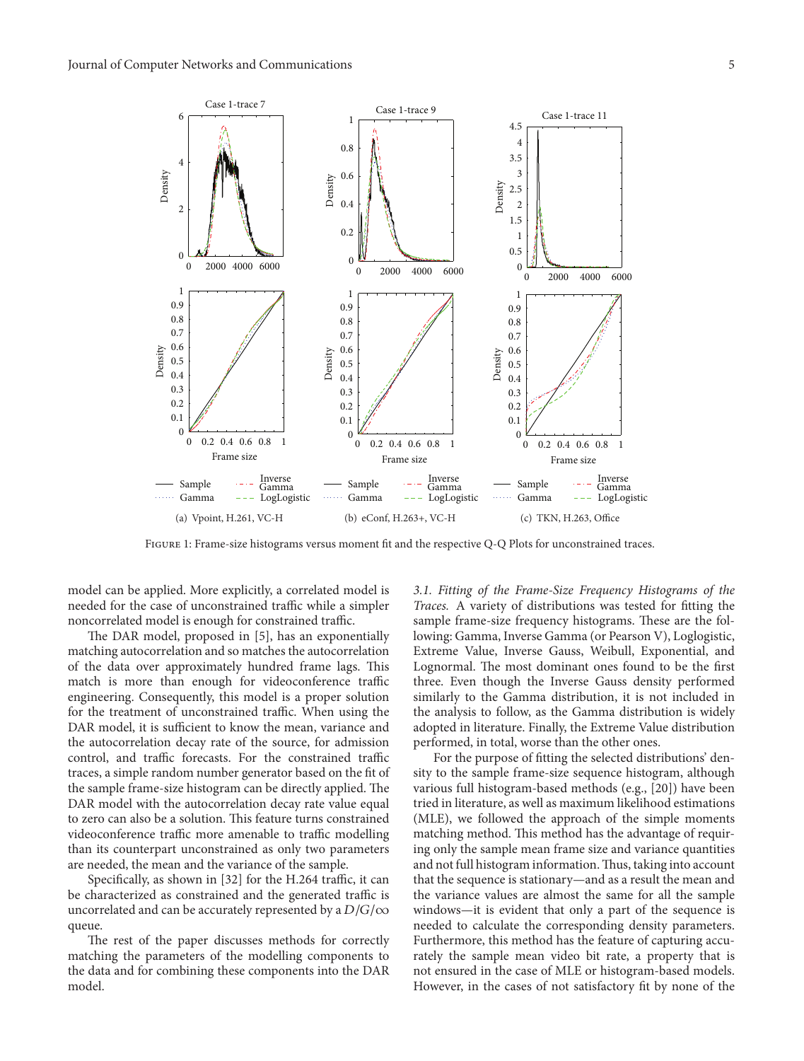Case 1-trace 7

Density

Frame size

(a) Vpoint, H.261, VC-H

Case 1-trace 9

(b) eConf, H.263+, VC-H

Case 1-trace 11

(c) TKN, H.263, Office

Sample — Gamma — Inverse Gamma — LogLogistic

Figure 1: Frame-size histograms versus moment fit and the respective Q-Q Plots for unconstrained traces.

model can be applied. More explicitly, a correlated model is needed for the case of unconstrained traffic while a simpler noncorrelated model is enough for constrained traffic.

The DAR model, proposed in [5], has an exponentially matching autocorrelation and so matches the autocorrelation of the data over approximately hundred frame lags. This match is more than enough for videoconference traffic engineering. Consequently, this model is a proper solution for the treatment of unconstrained traffic. When using the DAR model, it is sufficient to know the mean, variance and the autocorrelation decay rate of the source, for admission control, and traffic forecasts. For the constrained traffic traces, a simple random number generator based on the fit of the sample frame-size histogram can be directly applied. The DAR model with the autocorrelation decay rate value equal to zero can also be a solution. This feature turns constrained videoconference traffic more amenable to traffic modelling than its counterpart unconstrained as only two parameters are needed, the mean and the variance of the sample.

Specifically, as shown in [32] for the H.264 traffic, it can be characterized as constrained and the generated traffic is uncorrelated and can be accurately represented by a $D/G/\infty$ queue.

The rest of the paper discusses methods for correctly matching the parameters of the modelling components to the data and for combining these components into the DAR model.

*3.1. Fitting of the Frame-Size Frequency Histograms of the Traces.* A variety of distributions was tested for fitting the sample frame-size frequency histograms. These are the following: Gamma, Inverse Gamma (or Pearson V), Loglogistic, Extreme Value, Inverse Gauss, Weibull, Exponential, and Lognormal. The most dominant ones found to be the first three. Even though the Inverse Gauss density performed similarly to the Gamma distribution, it is not included in the analysis to follow, as the Gamma distribution is widely adopted in literature. Finally, the Extreme Value distribution performed, in total, worse than the other ones.

For the purpose of fitting the selected distributions' density to the sample frame-size sequence histogram, although various full histogram-based methods (e.g., [20]) have been tried in literature, as well as maximum likelihood estimations (MLE), we followed the approach of the simple moments matching method. This method has the advantage of requiring only the sample mean frame size and variance quantities and not full histogram information. Thus, taking into account that the sequence is stationary—and as a result the mean and the variance values are almost the same for all the sample windows—it is evident that only a part of the sequence is needed to calculate the corresponding density parameters. Furthermore, this method has the feature of capturing accurately the sample mean video bit rate, a property that is not ensured in the case of MLE or histogram-based models. However, in the cases of not satisfactory fit by none of the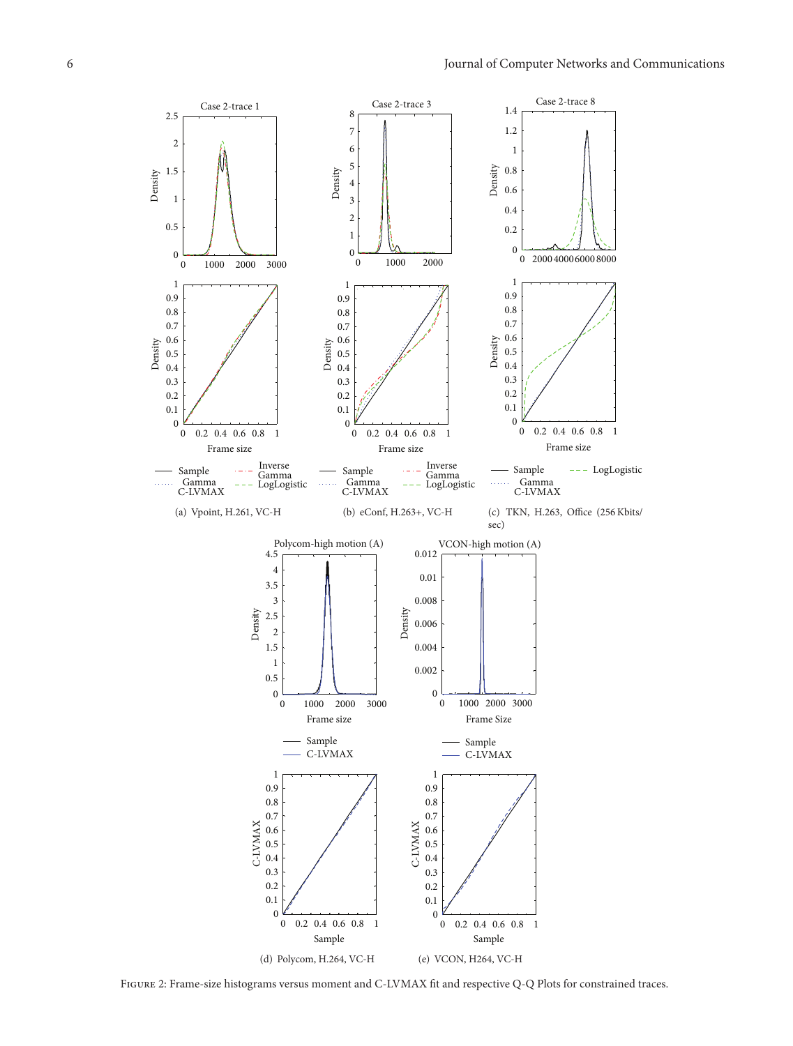Case 2-trace 1

Density

Frame size

Case 2-trace 3

Case 2-trace 8

Sample
Gamma
C-LVMAX
Inverse Gamma
LogLogistic

(a) Vpoint, H.261, VC-H

(b) eConf, H.263+, VC-H

(c) TKN, H.263, Office (256 Kbits/sec)

Polycom-high motion (A)

VCON-high motion (A)

Frame Size

Sample
C-LVMAX

(d) Polycom, H.264, VC-H

(e) VCON, H264, VC-H

Figure 2: Frame-size histograms versus moment and C-LVMAX fit and respective Q-Q Plots for constrained traces.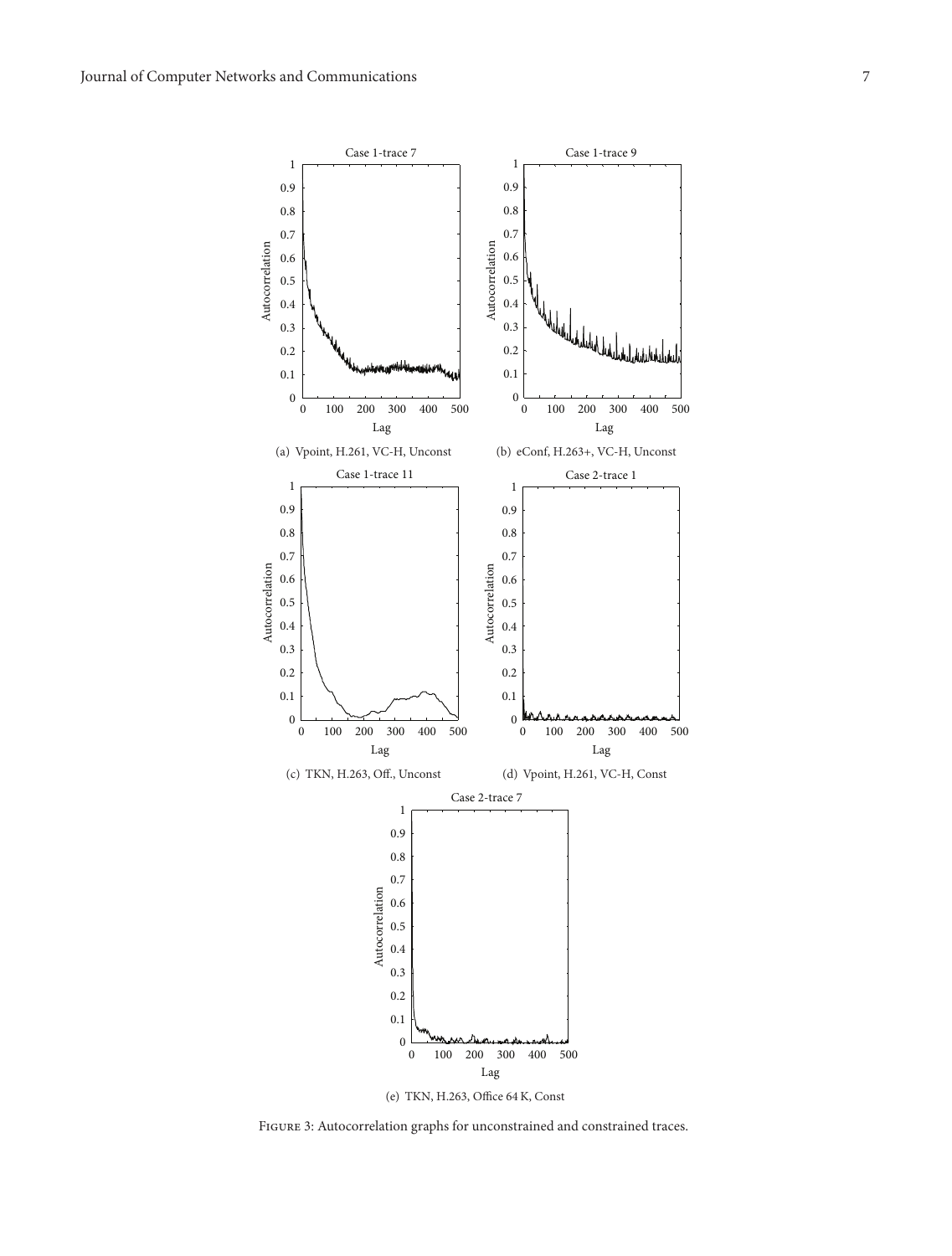Case 1-trace 7

1
0.9
0.8
0.7
0.6
0.5
0.4
0.3
0.2
0.1
0

Autocorrelation

0 100 200 300 400 500

Lag

(a) Vpoint, H.261, VC-H, Unconst

Case 1-trace 9

1
0.9
0.8
0.7
0.6
0.5
0.4
0.3
0.2
0.1
0

Autocorrelation

0 100 200 300 400 500

Lag

(b) eConf, H.263+, VC-H, Unconst

Case 1-trace 11

1
0.9
0.8
0.7
0.6
0.5
0.4
0.3
0.2
0.1
0

Autocorrelation

0 100 200 300 400 500

Lag

(c) TKN, H.263, Off., Unconst

Case 2-trace 1

1
0.9
0.8
0.7
0.6
0.5
0.4
0.3
0.2
0.1
0

Autocorrelation

0 100 200 300 400 500

Lag

(d) Vpoint, H.261, VC-H, Const

Case 2-trace 7

1
0.9
0.8
0.7
0.6
0.5
0.4
0.3
0.2
0.1
0

Autocorrelation

0 100 200 300 400 500

Lag

(e) TKN, H.263, Office 64 K, Const

Figure 3: Autocorrelation graphs for unconstrained and constrained traces.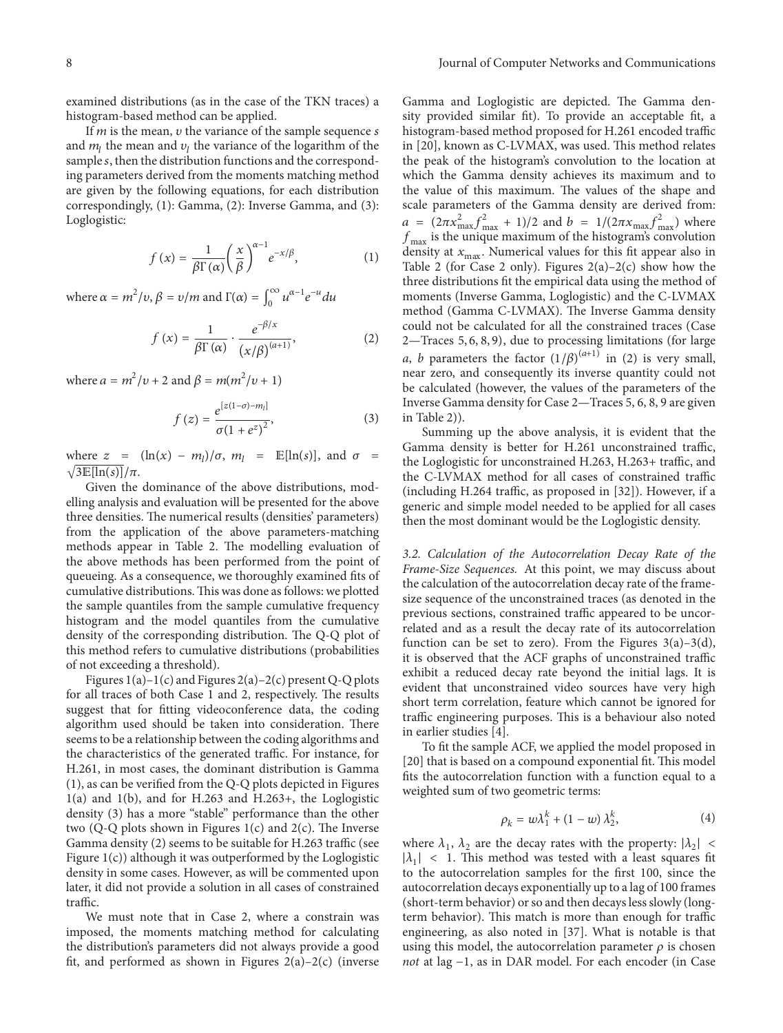examined distributions (as in the case of the TKN traces) a histogram-based method can be applied.

If $m$ is the mean, $v$ the variance of the sample sequence $s$ and $m_l$ the mean and $v_l$ the variance of the logarithm of the sample $s$, then the distribution functions and the corresponding parameters derived from the moments matching method are given by the following equations, for each distribution correspondingly, (1): Gamma, (2): Inverse Gamma, and (3): Loglogistic:

$$f(x) = \frac{1}{\beta\Gamma(\alpha)}\left(\frac{x}{\beta}\right)^{\alpha-1} e^{-x/\beta}, \tag{1}$$

where $\alpha = m^2/v$, $\beta = v/m$ and $\Gamma(\alpha) = \int_0^{\infty} u^{\alpha-1}e^{-u}du$

$$f(x) = \frac{1}{\beta\Gamma(\alpha)} \cdot \frac{e^{-\beta/x}}{(x/\beta)^{(a+1)}}, \tag{2}$$

where $a = m^2/v + 2$ and $\beta = m(m^2/v + 1)$

$$f(z) = \frac{e^{[z(1-\sigma)-m_l]}}{\sigma(1+e^z)^2}, \tag{3}$$

where $z = (\ln(x) - m_l)/\sigma$, $m_l = \mathbb{E}[\ln(s)]$, and $\sigma = \sqrt{3\mathbb{E}[\ln(s)]}/\pi$.

Given the dominance of the above distributions, modelling analysis and evaluation will be presented for the above three densities. The numerical results (densities' parameters) from the application of the above parameters-matching methods appear in Table 2. The modelling evaluation of the above methods has been performed from the point of queueing. As a consequence, we thoroughly examined fits of cumulative distributions. This was done as follows: we plotted the sample quantiles from the sample cumulative frequency histogram and the model quantiles from the cumulative density of the corresponding distribution. The Q-Q plot of this method refers to cumulative distributions (probabilities of not exceeding a threshold).

Figures 1(a)–1(c) and Figures 2(a)–2(c) present Q-Q plots for all traces of both Case 1 and 2, respectively. The results suggest that for fitting videoconference data, the coding algorithm used should be taken into consideration. There seems to be a relationship between the coding algorithms and the characteristics of the generated traffic. For instance, for H.261, in most cases, the dominant distribution is Gamma (1), as can be verified from the Q-Q plots depicted in Figures 1(a) and 1(b), and for H.263 and H.263+, the Loglogistic density (3) has a more "stable" performance than the other two (Q-Q plots shown in Figures 1(c) and 2(c). The Inverse Gamma density (2) seems to be suitable for H.263 traffic (see Figure 1(c)) although it was outperformed by the Loglogistic density in some cases. However, as will be commented upon later, it did not provide a solution in all cases of constrained traffic.

We must note that in Case 2, where a constrain was imposed, the moments matching method for calculating the distribution's parameters did not always provide a good fit, and performed as shown in Figures 2(a)–2(c) (inverse Gamma and Loglogistic are depicted. The Gamma density provided similar fit). To provide an acceptable fit, a histogram-based method proposed for H.261 encoded traffic in [20], known as C-LVMAX, was used. This method relates the peak of the histogram's convolution to the location at which the Gamma density achieves its maximum and to the value of this maximum. The values of the shape and scale parameters of the Gamma density are derived from: $a = (2\pi x_{\max}^2 f_{\max}^2 + 1)/2$ and $b = 1/(2\pi x_{\max} f_{\max}^2)$ where $f_{\max}$ is the unique maximum of the histogram's convolution density at $x_{\max}$. Numerical values for this fit appear also in Table 2 (for Case 2 only). Figures 2(a)–2(c) show how the three distributions fit the empirical data using the method of moments (Inverse Gamma, Loglogistic) and the C-LVMAX method (Gamma C-LVMAX). The Inverse Gamma density could not be calculated for all the constrained traces (Case 2—Traces 5, 6, 8, 9), due to processing limitations (for large $a$, $b$ parameters the factor $(1/\beta)^{(a+1)}$ in (2) is very small, near zero, and consequently its inverse quantity could not be calculated (however, the values of the parameters of the Inverse Gamma density for Case 2—Traces 5, 6, 8, 9 are given in Table 2)).

Summing up the above analysis, it is evident that the Gamma density is better for H.261 unconstrained traffic, the Loglogistic for unconstrained H.263, H.263+ traffic, and the C-LVMAX method for all cases of constrained traffic (including H.264 traffic, as proposed in [32]). However, if a generic and simple model needed to be applied for all cases then the most dominant would be the Loglogistic density.

*3.2. Calculation of the Autocorrelation Decay Rate of the Frame-Size Sequences.* At this point, we may discuss about the calculation of the autocorrelation decay rate of the frame-size sequence of the unconstrained traces (as denoted in the previous sections, constrained traffic appeared to be uncorrelated and as a result the decay rate of its autocorrelation function can be set to zero). From the Figures 3(a)–3(d), it is observed that the ACF graphs of unconstrained traffic exhibit a reduced decay rate beyond the initial lags. It is evident that unconstrained video sources have very high short term correlation, feature which cannot be ignored for traffic engineering purposes. This is a behaviour also noted in earlier studies [4].

To fit the sample ACF, we applied the model proposed in [20] that is based on a compound exponential fit. This model fits the autocorrelation function with a function equal to a weighted sum of two geometric terms:

$$\rho_k = w\lambda_1^k + (1-w)\lambda_2^k, \tag{4}$$

where $\lambda_1$, $\lambda_2$ are the decay rates with the property: $|\lambda_2| < |\lambda_1| < 1$. This method was tested with a least squares fit to the autocorrelation samples for the first 100, since the autocorrelation decays exponentially up to a lag of 100 frames (short-term behavior) or so and then decays less slowly (long-term behavior). This match is more than enough for traffic engineering, as also noted in [37]. What is notable is that using this model, the autocorrelation parameter $\rho$ is chosen *not* at lag −1, as in DAR model. For each encoder (in Case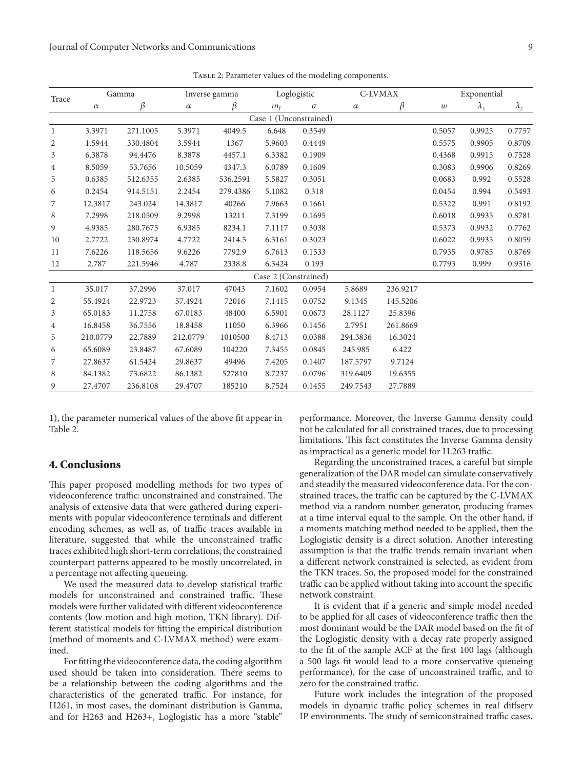Table 2: Parameter values of the modeling components.

| Trace | Gamma | | Inverse gamma | | Loglogistic | | C-LVMAX | | Exponential | | |
|---|---|---|---|---|---|---|---|---|---|---|---|
| | $\alpha$ | $\beta$ | $\alpha$ | $\beta$ | $m_l$ | $\sigma$ | $\alpha$ | $\beta$ | $w$ | $\lambda_1$ | $\lambda_2$ |
| Case 1 (Unconstrained) | | | | | | | | | | | |
| 1 | 3.3971 | 271.1005 | 5.3971 | 4049.5 | 6.648 | 0.3549 | | | 0.5057 | 0.9925 | 0.7757 |
| 2 | 1.5944 | 330.4804 | 3.5944 | 1367 | 5.9603 | 0.4449 | | | 0.5575 | 0.9905 | 0.8709 |
| 3 | 6.3878 | 94.4476 | 8.3878 | 4457.1 | 6.3382 | 0.1909 | | | 0.4368 | 0.9915 | 0.7528 |
| 4 | 8.5059 | 53.7656 | 10.5059 | 4347.3 | 6.0789 | 0.1609 | | | 0.3083 | 0.9906 | 0.8269 |
| 5 | 0.6385 | 512.6355 | 2.6385 | 536.2591 | 5.5827 | 0.3051 | | | 0.0683 | 0.992 | 0.5528 |
| 6 | 0.2454 | 914.5151 | 2.2454 | 279.4386 | 5.1082 | 0.318 | | | 0.0454 | 0.994 | 0.5493 |
| 7 | 12.3817 | 243.024 | 14.3817 | 40266 | 7.9663 | 0.1661 | | | 0.5322 | 0.991 | 0.8192 |
| 8 | 7.2998 | 218.0509 | 9.2998 | 13211 | 7.3199 | 0.1695 | | | 0.6018 | 0.9935 | 0.8781 |
| 9 | 4.9385 | 280.7675 | 6.9385 | 8234.1 | 7.1117 | 0.3038 | | | 0.5373 | 0.9932 | 0.7762 |
| 10 | 2.7722 | 230.8974 | 4.7722 | 2414.5 | 6.3161 | 0.3023 | | | 0.6022 | 0.9935 | 0.8059 |
| 11 | 7.6226 | 118.5656 | 9.6226 | 7792.9 | 6.7613 | 0.1533 | | | 0.7935 | 0.9785 | 0.8769 |
| 12 | 2.787 | 221.5946 | 4.787 | 2338.8 | 6.3424 | 0.193 | | | 0.7793 | 0.999 | 0.9316 |
| Case 2 (Constrained) | | | | | | | | | | | |
| 1 | 35.017 | 37.2996 | 37.017 | 47043 | 7.1602 | 0.0954 | 5.8689 | 236.9217 | | | |
| 2 | 55.4924 | 22.9723 | 57.4924 | 72016 | 7.1415 | 0.0752 | 9.1345 | 145.5206 | | | |
| 3 | 65.0183 | 11.2758 | 67.0183 | 48400 | 6.5901 | 0.0673 | 28.1127 | 25.8396 | | | |
| 4 | 16.8458 | 36.7556 | 18.8458 | 11050 | 6.3966 | 0.1456 | 2.7951 | 261.8669 | | | |
| 5 | 210.0779 | 22.7889 | 212.0779 | 1010500 | 8.4713 | 0.0388 | 294.3836 | 16.3024 | | | |
| 6 | 65.6089 | 23.8487 | 67.6089 | 104220 | 7.3455 | 0.0845 | 245.985 | 6.422 | | | |
| 7 | 27.8637 | 61.5424 | 29.8637 | 49496 | 7.4205 | 0.1407 | 187.5797 | 9.7124 | | | |
| 8 | 84.1382 | 73.6822 | 86.1382 | 527810 | 8.7237 | 0.0796 | 319.6409 | 19.6355 | | | |
| 9 | 27.4707 | 236.8108 | 29.4707 | 185210 | 8.7524 | 0.1455 | 249.7543 | 27.7889 | | | |

1), the parameter numerical values of the above fit appear in Table 2.

## 4. Conclusions

This paper proposed modelling methods for two types of videoconference traffic: unconstrained and constrained. The analysis of extensive data that were gathered during experiments with popular videoconference terminals and different encoding schemes, as well as, of traffic traces available in literature, suggested that while the unconstrained traffic traces exhibited high short-term correlations, the constrained counterpart patterns appeared to be mostly uncorrelated, in a percentage not affecting queueing.

We used the measured data to develop statistical traffic models for unconstrained and constrained traffic. These models were further validated with different videoconference contents (low motion and high motion, TKN library). Different statistical models for fitting the empirical distribution (method of moments and C-LVMAX method) were examined.

For fitting the videoconference data, the coding algorithm used should be taken into consideration. There seems to be a relationship between the coding algorithms and the characteristics of the generated traffic. For instance, for H261, in most cases, the dominant distribution is Gamma, and for H263 and H263+, Loglogistic has a more "stable" performance. Moreover, the Inverse Gamma density could not be calculated for all constrained traces, due to processing limitations. This fact constitutes the Inverse Gamma density as impractical as a generic model for H.263 traffic.

Regarding the unconstrained traces, a careful but simple generalization of the DAR model can simulate conservatively and steadily the measured videoconference data. For the constrained traces, the traffic can be captured by the C-LVMAX method via a random number generator, producing frames at a time interval equal to the sample. On the other hand, if a moments matching method needed to be applied, then the Loglogistic density is a direct solution. Another interesting assumption is that the traffic trends remain invariant when a different network constrained is selected, as evident from the TKN traces. So, the proposed model for the constrained traffic can be applied without taking into account the specific network constraint.

It is evident that if a generic and simple model needed to be applied for all cases of videoconference traffic then the most dominant would be the DAR model based on the fit of the Loglogistic density with a decay rate properly assigned to the fit of the sample ACF at the first 100 lags (although a 500 lags fit would lead to a more conservative queueing performance), for the case of unconstrained traffic, and to zero for the constrained traffic.

Future work includes the integration of the proposed models in dynamic traffic policy schemes in real diffserv IP environments. The study of semiconstrained traffic cases,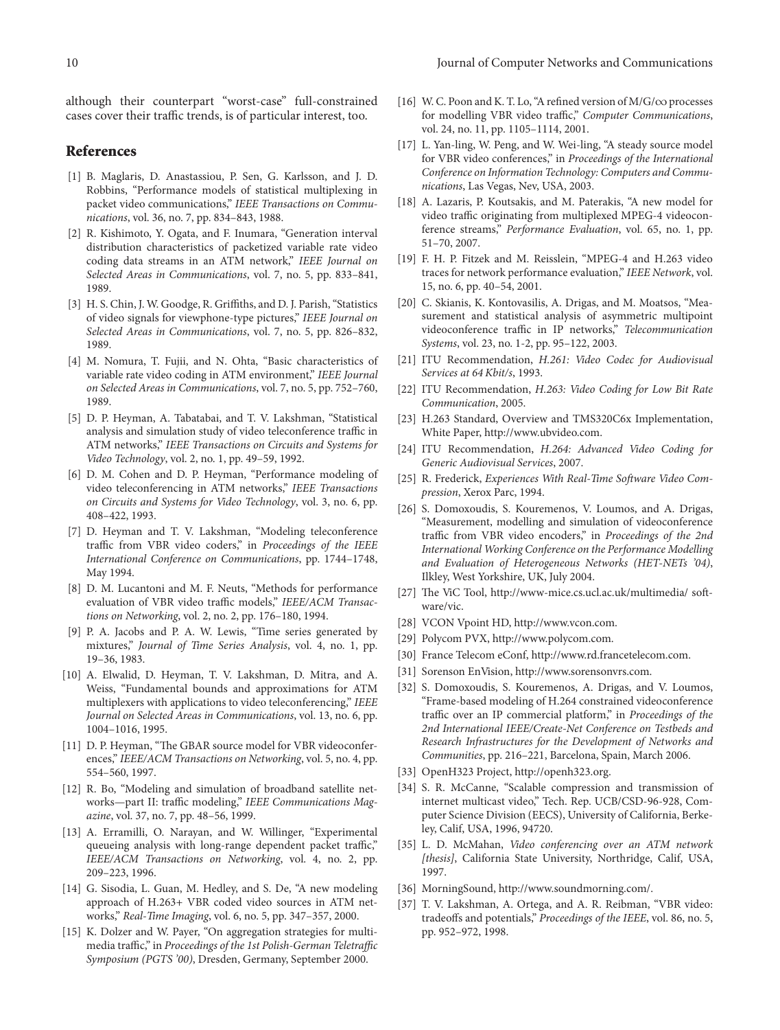although their counterpart "worst-case" full-constrained cases cover their traffic trends, is of particular interest, too.

## References

[1] B. Maglaris, D. Anastassiou, P. Sen, G. Karlsson, and J. D. Robbins, "Performance models of statistical multiplexing in packet video communications," *IEEE Transactions on Communications*, vol. 36, no. 7, pp. 834–843, 1988.

[2] R. Kishimoto, Y. Ogata, and F. Inumara, "Generation interval distribution characteristics of packetized variable rate video coding data streams in an ATM network," *IEEE Journal on Selected Areas in Communications*, vol. 7, no. 5, pp. 833–841, 1989.

[3] H. S. Chin, J. W. Goodge, R. Griffiths, and D. J. Parish, "Statistics of video signals for viewphone-type pictures," *IEEE Journal on Selected Areas in Communications*, vol. 7, no. 5, pp. 826–832, 1989.

[4] M. Nomura, T. Fujii, and N. Ohta, "Basic characteristics of variable rate video coding in ATM environment," *IEEE Journal on Selected Areas in Communications*, vol. 7, no. 5, pp. 752–760, 1989.

[5] D. P. Heyman, A. Tabatabai, and T. V. Lakshman, "Statistical analysis and simulation study of video teleconference traffic in ATM networks," *IEEE Transactions on Circuits and Systems for Video Technology*, vol. 2, no. 1, pp. 49–59, 1992.

[6] D. M. Cohen and D. P. Heyman, "Performance modeling of video teleconferencing in ATM networks," *IEEE Transactions on Circuits and Systems for Video Technology*, vol. 3, no. 6, pp. 408–422, 1993.

[7] D. Heyman and T. V. Lakshman, "Modeling teleconference traffic from VBR video coders," in *Proceedings of the IEEE International Conference on Communications*, pp. 1744–1748, May 1994.

[8] D. M. Lucantoni and M. F. Neuts, "Methods for performance evaluation of VBR video traffic models," *IEEE/ACM Transactions on Networking*, vol. 2, no. 2, pp. 176–180, 1994.

[9] P. A. Jacobs and P. A. W. Lewis, "Time series generated by mixtures," *Journal of Time Series Analysis*, vol. 4, no. 1, pp. 19–36, 1983.

[10] A. Elwalid, D. Heyman, T. V. Lakshman, D. Mitra, and A. Weiss, "Fundamental bounds and approximations for ATM multiplexers with applications to video teleconferencing," *IEEE Journal on Selected Areas in Communications*, vol. 13, no. 6, pp. 1004–1016, 1995.

[11] D. P. Heyman, "The GBAR source model for VBR videoconferences," *IEEE/ACM Transactions on Networking*, vol. 5, no. 4, pp. 554–560, 1997.

[12] R. Bo, "Modeling and simulation of broadband satellite networks—part II: traffic modeling," *IEEE Communications Magazine*, vol. 37, no. 7, pp. 48–56, 1999.

[13] A. Erramilli, O. Narayan, and W. Willinger, "Experimental queueing analysis with long-range dependent packet traffic," *IEEE/ACM Transactions on Networking*, vol. 4, no. 2, pp. 209–223, 1996.

[14] G. Sisodia, L. Guan, M. Hedley, and S. De, "A new modeling approach of H.263+ VBR coded video sources in ATM networks," *Real-Time Imaging*, vol. 6, no. 5, pp. 347–357, 2000.

[15] K. Dolzer and W. Payer, "On aggregation strategies for multimedia traffic," in *Proceedings of the 1st Polish-German Teletraffic Symposium (PGTS '00)*, Dresden, Germany, September 2000.

[16] W. C. Poon and K. T. Lo, "A refined version of M/G/∞ processes for modelling VBR video traffic," *Computer Communications*, vol. 24, no. 11, pp. 1105–1114, 2001.

[17] L. Yan-ling, W. Peng, and W. Wei-ling, "A steady source model for VBR video conferences," in *Proceedings of the International Conference on Information Technology: Computers and Communications*, Las Vegas, Nev, USA, 2003.

[18] A. Lazaris, P. Koutsakis, and M. Paterakis, "A new model for video traffic originating from multiplexed MPEG-4 videoconference streams," *Performance Evaluation*, vol. 65, no. 1, pp. 51–70, 2007.

[19] F. H. P. Fitzek and M. Reisslein, "MPEG-4 and H.263 video traces for network performance evaluation," *IEEE Network*, vol. 15, no. 6, pp. 40–54, 2001.

[20] C. Skianis, K. Kontovasilis, A. Drigas, and M. Moatsos, "Measurement and statistical analysis of asymmetric multipoint videoconference traffic in IP networks," *Telecommunication Systems*, vol. 23, no. 1-2, pp. 95–122, 2003.

[21] ITU Recommendation, *H.261: Video Codec for Audiovisual Services at 64 Kbit/s*, 1993.

[22] ITU Recommendation, *H.263: Video Coding for Low Bit Rate Communication*, 2005.

[23] H.263 Standard, Overview and TMS320C6x Implementation, White Paper, http://www.ubvideo.com.

[24] ITU Recommendation, *H.264: Advanced Video Coding for Generic Audiovisual Services*, 2007.

[25] R. Frederick, *Experiences With Real-Time Software Video Compression*, Xerox Parc, 1994.

[26] S. Domoxoudis, S. Kouremenos, V. Loumos, and A. Drigas, "Measurement, modelling and simulation of videoconference traffic from VBR video encoders," in *Proceedings of the 2nd International Working Conference on the Performance Modelling and Evaluation of Heterogeneous Networks (HET-NETs '04)*, Ilkley, West Yorkshire, UK, July 2004.

[27] The ViC Tool, http://www-mice.cs.ucl.ac.uk/multimedia/software/vic.

[28] VCON Vpoint HD, http://www.vcon.com.

[29] Polycom PVX, http://www.polycom.com.

[30] France Telecom eConf, http://www.rd.francetelecom.com.

[31] Sorenson EnVision, http://www.sorensonvrs.com.

[32] S. Domoxoudis, S. Kouremenos, A. Drigas, and V. Loumos, "Frame-based modeling of H.264 constrained videoconference traffic over an IP commercial platform," in *Proceedings of the 2nd International IEEE/Create-Net Conference on Testbeds and Research Infrastructures for the Development of Networks and Communities*, pp. 216–221, Barcelona, Spain, March 2006.

[33] OpenH323 Project, http://openh323.org.

[34] S. R. McCanne, "Scalable compression and transmission of internet multicast video," Tech. Rep. UCB/CSD-96-928, Computer Science Division (EECS), University of California, Berkeley, Calif, USA, 1996, 94720.

[35] L. D. McMahan, *Video conferencing over an ATM network [thesis]*, California State University, Northridge, Calif, USA, 1997.

[36] MorningSound, http://www.soundmorning.com/.

[37] T. V. Lakshman, A. Ortega, and A. R. Reibman, "VBR video: tradeoffs and potentials," *Proceedings of the IEEE*, vol. 86, no. 5, pp. 952–972, 1998.